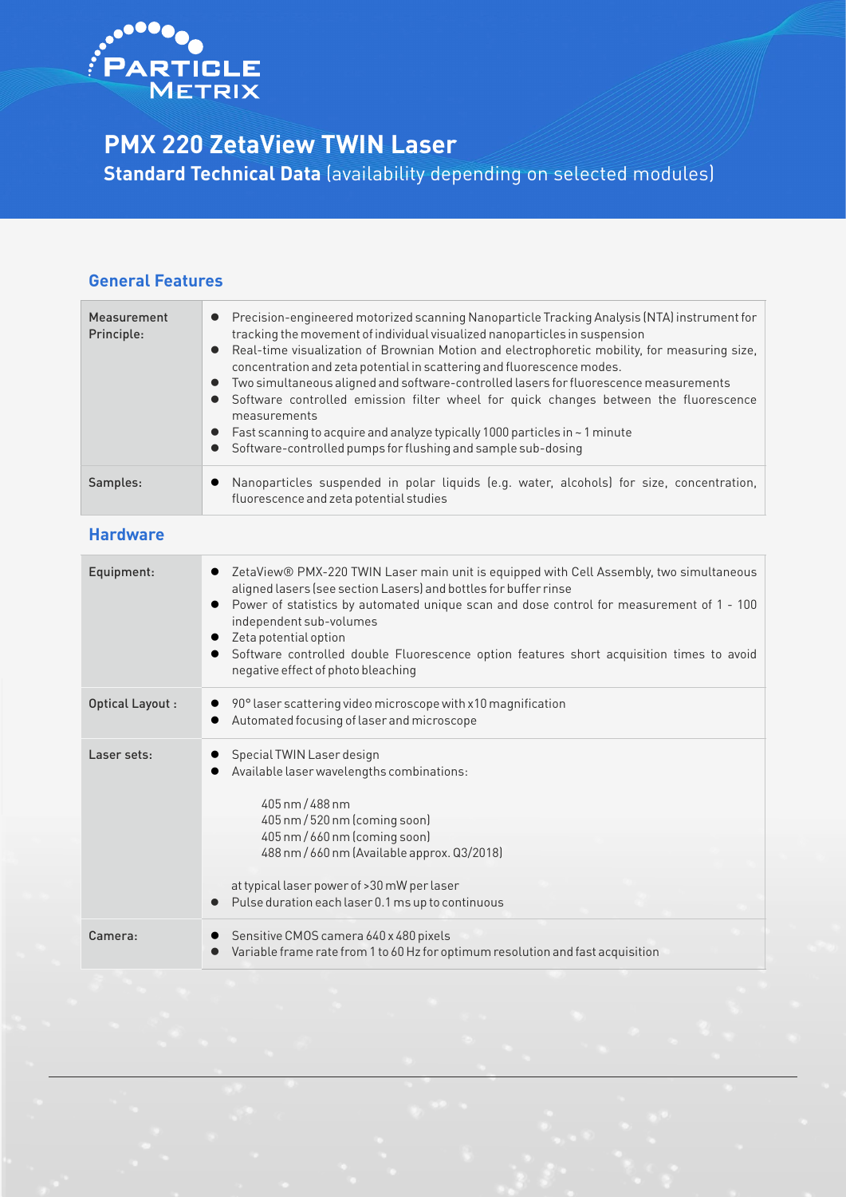PARTICLE METRIX

# PMX 220 ZetaView TWIN Laser

**Standard Technical Data** (availability depending on selected modules)

## General Features

| | |
|---|---|
| Measurement Principle: | • Precision-engineered motorized scanning Nanoparticle Tracking Analysis (NTA) instrument for tracking the movement of individual visualized nanoparticles in suspension<br>• Real-time visualization of Brownian Motion and electrophoretic mobility, for measuring size, concentration and zeta potential in scattering and fluorescence modes.<br>• Two simultaneous aligned and software-controlled lasers for fluorescence measurements<br>• Software controlled emission filter wheel for quick changes between the fluorescence measurements<br>• Fast scanning to acquire and analyze typically 1000 particles in ~ 1 minute<br>• Software-controlled pumps for flushing and sample sub-dosing |
| Samples: | • Nanoparticles suspended in polar liquids (e.g. water, alcohols) for size, concentration, fluorescence and zeta potential studies |

## Hardware

| | |
|---|---|
| Equipment: | • ZetaView® PMX-220 TWIN Laser main unit is equipped with Cell Assembly, two simultaneous aligned lasers (see section Lasers) and bottles for buffer rinse<br>• Power of statistics by automated unique scan and dose control for measurement of 1 - 100 independent sub-volumes<br>• Zeta potential option<br>• Software controlled double Fluorescence option features short acquisition times to avoid negative effect of photo bleaching |
| Optical Layout : | • 90° laser scattering video microscope with x10 magnification<br>• Automated focusing of laser and microscope |
| Laser sets: | • Special TWIN Laser design<br>• Available laser wavelengths combinations:<br><br>405 nm / 488 nm<br>405 nm / 520 nm (coming soon)<br>405 nm / 660 nm (coming soon)<br>488 nm / 660 nm (Available approx. Q3/2018)<br><br>at typical laser power of >30 mW per laser<br>• Pulse duration each laser 0.1 ms up to continuous |
| Camera: | • Sensitive CMOS camera 640 x 480 pixels<br>• Variable frame rate from 1 to 60 Hz for optimum resolution and fast acquisition |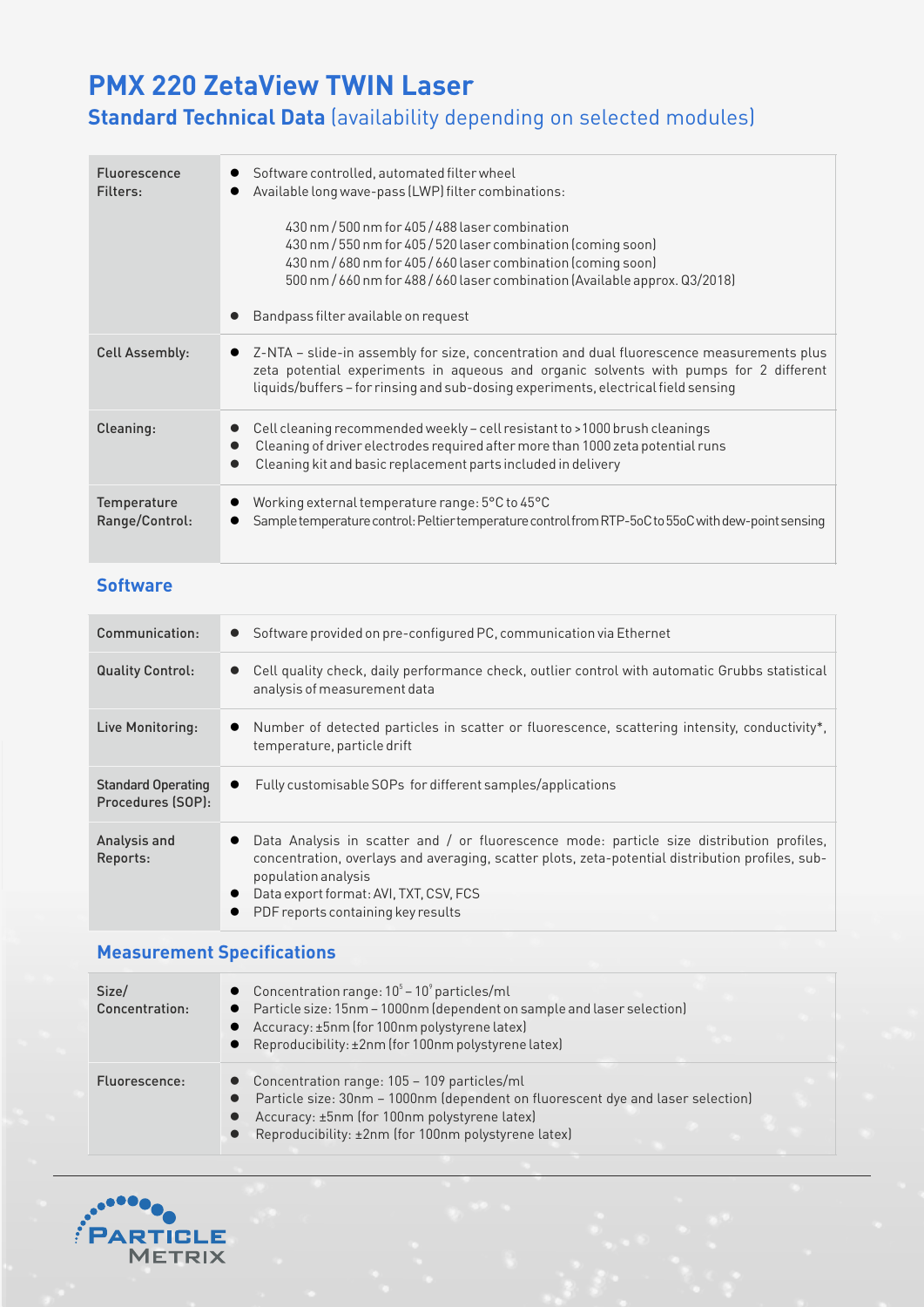# PMX 220 ZetaView TWIN Laser

## Standard Technical Data (availability depending on selected modules)

| | |
|---|---|
| Fluorescence Filters: | • Software controlled, automated filter wheel<br>• Available long wave-pass (LWP) filter combinations:<br><br>430 nm / 500 nm for 405 / 488 laser combination<br>430 nm / 550 nm for 405 / 520 laser combination (coming soon)<br>430 nm / 680 nm for 405 / 660 laser combination (coming soon)<br>500 nm / 660 nm for 488 / 660 laser combination (Available approx. Q3/2018)<br><br>• Bandpass filter available on request |
| Cell Assembly: | • Z-NTA – slide-in assembly for size, concentration and dual fluorescence measurements plus zeta potential experiments in aqueous and organic solvents with pumps for 2 different liquids/buffers – for rinsing and sub-dosing experiments, electrical field sensing |
| Cleaning: | • Cell cleaning recommended weekly – cell resistant to > 1000 brush cleanings<br>• Cleaning of driver electrodes required after more than 1000 zeta potential runs<br>• Cleaning kit and basic replacement parts included in delivery |
| Temperature Range/Control: | • Working external temperature range: 5°C to 45°C<br>• Sample temperature control: Peltier temperature control from RTP-5oC to 55oC with dew-point sensing |

## Software

| | |
|---|---|
| Communication: | • Software provided on pre-configured PC, communication via Ethernet |
| Quality Control: | • Cell quality check, daily performance check, outlier control with automatic Grubbs statistical analysis of measurement data |
| Live Monitoring: | • Number of detected particles in scatter or fluorescence, scattering intensity, conductivity*, temperature, particle drift |
| Standard Operating Procedures (SOP): | • Fully customisable SOPs for different samples/applications |
| Analysis and Reports: | • Data Analysis in scatter and / or fluorescence mode: particle size distribution profiles, concentration, overlays and averaging, scatter plots, zeta-potential distribution profiles, sub-population analysis<br>• Data export format: AVI, TXT, CSV, FCS<br>• PDF reports containing key results |

## Measurement Specifications

| | |
|---|---|
| Size/ Concentration: | • Concentration range: $10^5$ – $10^9$ particles/ml<br>• Particle size: 15nm – 1000nm (dependent on sample and laser selection)<br>• Accuracy: ±5nm (for 100nm polystyrene latex)<br>• Reproducibility: ±2nm (for 100nm polystyrene latex) |
| Fluorescence: | • Concentration range: 105 – 109 particles/ml<br>• Particle size: 30nm – 1000nm (dependent on fluorescent dye and laser selection)<br>• Accuracy: ±5nm (for 100nm polystyrene latex)<br>• Reproducibility: ±2nm (for 100nm polystyrene latex) |

PARTICLE METRIX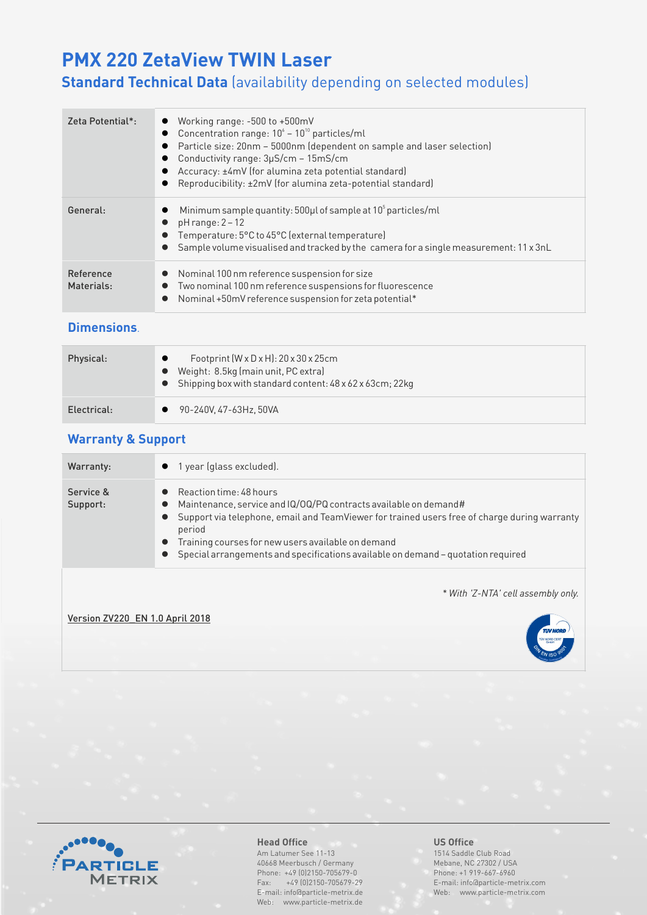# PMX 220 ZetaView TWIN Laser

## Standard Technical Data (availability depending on selected modules)

| | |
|---|---|
| Zeta Potential*: | • Working range: -500 to +500mV<br>• Concentration range: $10^{6}$ – $10^{10}$ particles/ml<br>• Particle size: 20nm – 5000nm (dependent on sample and laser selection)<br>• Conductivity range: 3µS/cm – 15mS/cm<br>• Accuracy: ±4mV (for alumina zeta potential standard)<br>• Reproducibility: ±2mV (for alumina zeta-potential standard) |
| General: | • Minimum sample quantity: 500µl of sample at $10^{5}$ particles/ml<br>• pH range: 2 – 12<br>• Temperature: 5°C to 45°C (external temperature)<br>• Sample volume visualised and tracked by the camera for a single measurement: 11 x 3nL |
| Reference Materials: | • Nominal 100 nm reference suspension for size<br>• Two nominal 100 nm reference suspensions for fluorescence<br>• Nominal +50mV reference suspension for zeta potential* |

## Dimensions.

| | |
|---|---|
| Physical: | • Footprint (W x D x H): 20 x 30 x 25cm<br>• Weight: 8.5kg (main unit, PC extra)<br>• Shipping box with standard content: 48 x 62 x 63cm; 22kg |
| Electrical: | • 90-240V, 47-63Hz, 50VA |

## Warranty & Support

| | |
|---|---|
| Warranty: | • 1 year (glass excluded). |
| Service & Support: | • Reaction time: 48 hours<br>• Maintenance, service and IQ/OQ/PQ contracts available on demand#<br>• Support via telephone, email and TeamViewer for trained users free of charge during warranty period<br>• Training courses for new users available on demand<br>• Special arrangements and specifications available on demand – quotation required |

*\* With 'Z-NTA' cell assembly only.*

Version ZV220_EN 1.0 April 2018

TÜV NORD CERT GmbH – DIN EN ISO 9001

PARTICLE METRIX

**Head Office**
Am Latumer See 11-13
40668 Meerbusch / Germany
Phone: +49 (0)2150-705679-0
Fax: +49 (0)2150-705679-29
E-mail: info@particle-metrix.de
Web: www.particle-metrix.de

**US Office**
1514 Saddle Club Road
Mebane, NC 27302 / USA
Phone: +1 919-667-6960
E-mail: info@particle-metrix.com
Web: www.particle-metrix.com